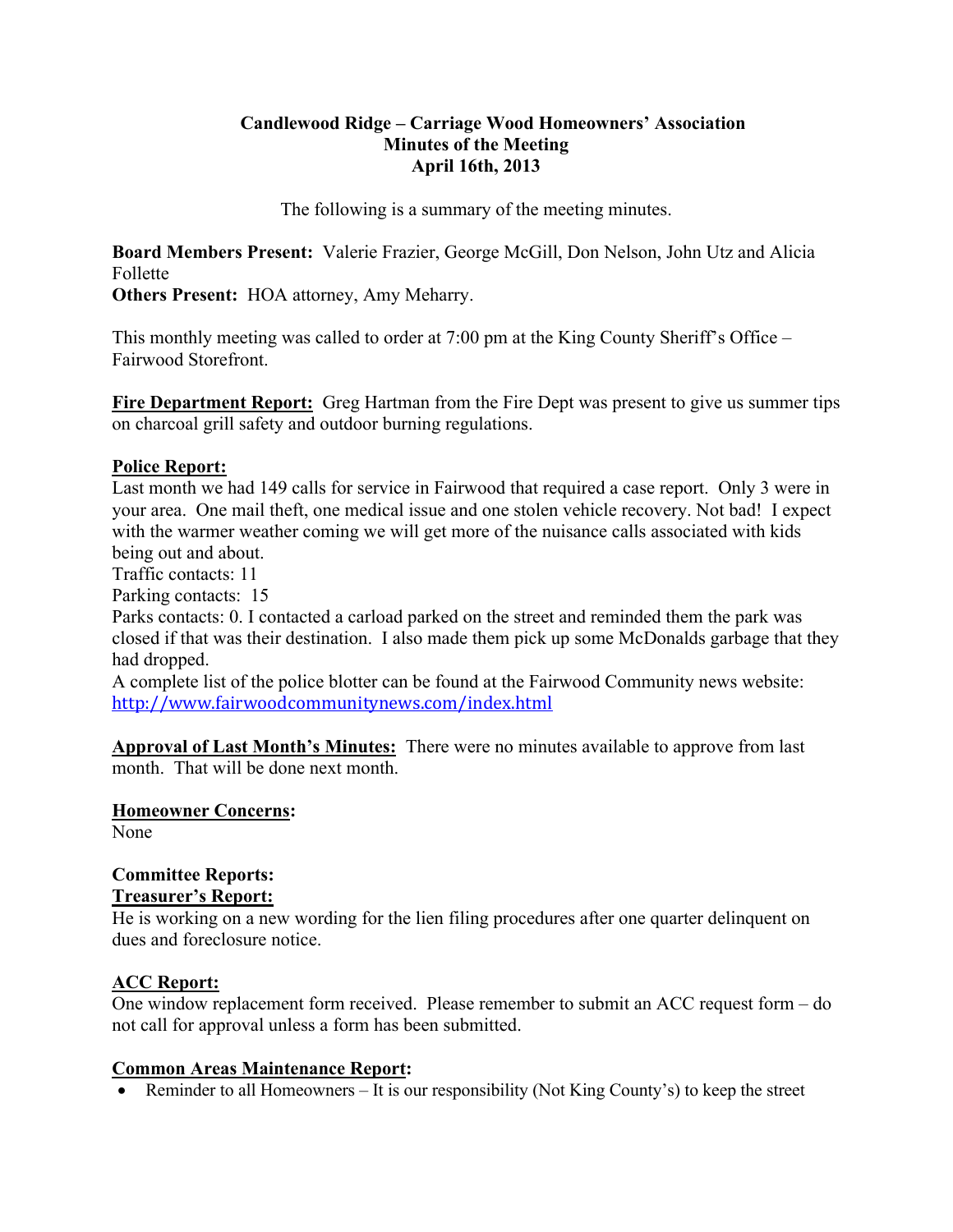**Candlewood Ridge – Carriage Wood Homeowners' Association**
**Minutes of the Meeting**
**April 16th, 2013**

The following is a summary of the meeting minutes.

**Board Members Present:** Valerie Frazier, George McGill, Don Nelson, John Utz and Alicia Follette
**Others Present:** HOA attorney, Amy Meharry.

This monthly meeting was called to order at 7:00 pm at the King County Sheriff's Office – Fairwood Storefront.

**Fire Department Report:** Greg Hartman from the Fire Dept was present to give us summer tips on charcoal grill safety and outdoor burning regulations.

**Police Report:**
Last month we had 149 calls for service in Fairwood that required a case report. Only 3 were in your area. One mail theft, one medical issue and one stolen vehicle recovery. Not bad! I expect with the warmer weather coming we will get more of the nuisance calls associated with kids being out and about.
Traffic contacts: 11
Parking contacts: 15
Parks contacts: 0. I contacted a carload parked on the street and reminded them the park was closed if that was their destination. I also made them pick up some McDonalds garbage that they had dropped.
A complete list of the police blotter can be found at the Fairwood Community news website: http://www.fairwoodcommunitynews.com/index.html

**Approval of Last Month's Minutes:** There were no minutes available to approve from last month. That will be done next month.

**Homeowner Concerns:**
None

**Committee Reports:**
**Treasurer's Report:**
He is working on a new wording for the lien filing procedures after one quarter delinquent on dues and foreclosure notice.

**ACC Report:**
One window replacement form received. Please remember to submit an ACC request form – do not call for approval unless a form has been submitted.

**Common Areas Maintenance Report:**

- Reminder to all Homeowners – It is our responsibility (Not King County's) to keep the street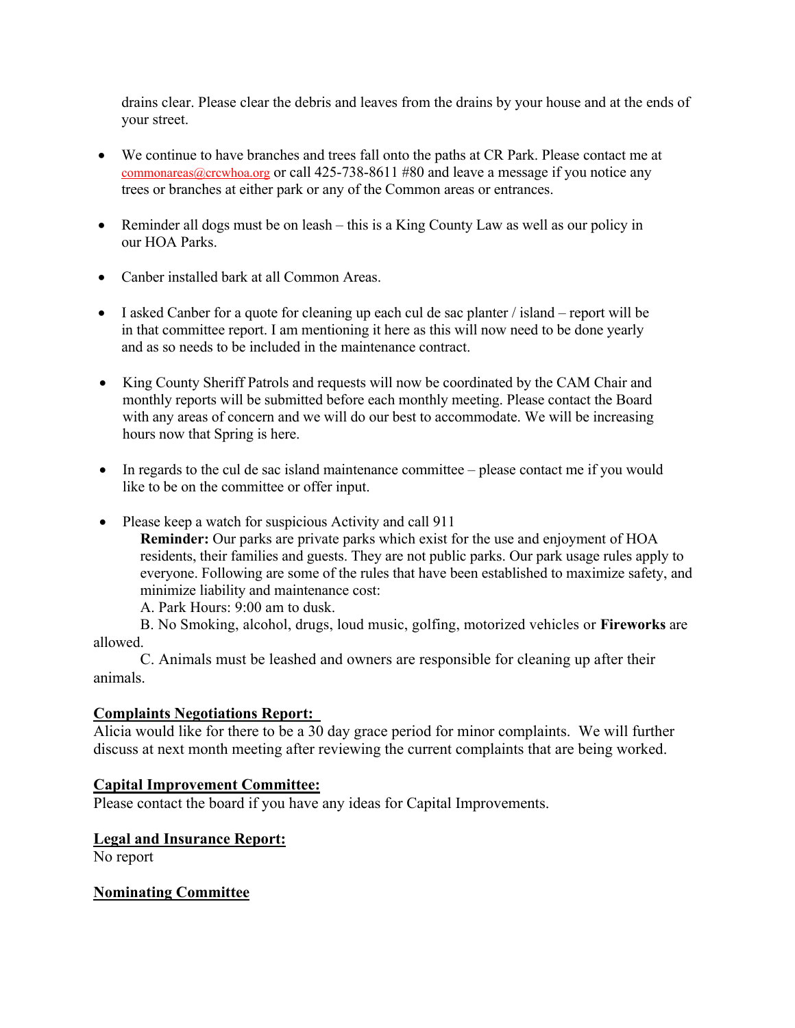drains clear. Please clear the debris and leaves from the drains by your house and at the ends of your street.

- We continue to have branches and trees fall onto the paths at CR Park. Please contact me at commonareas@crcwhoa.org or call 425-738-8611 #80 and leave a message if you notice any trees or branches at either park or any of the Common areas or entrances.

- Reminder all dogs must be on leash – this is a King County Law as well as our policy in our HOA Parks.

- Canber installed bark at all Common Areas.

- I asked Canber for a quote for cleaning up each cul de sac planter / island – report will be in that committee report. I am mentioning it here as this will now need to be done yearly and as so needs to be included in the maintenance contract.

- King County Sheriff Patrols and requests will now be coordinated by the CAM Chair and monthly reports will be submitted before each monthly meeting. Please contact the Board with any areas of concern and we will do our best to accommodate. We will be increasing hours now that Spring is here.

- In regards to the cul de sac island maintenance committee – please contact me if you would like to be on the committee or offer input.

- Please keep a watch for suspicious Activity and call 911

  **Reminder:** Our parks are private parks which exist for the use and enjoyment of HOA residents, their families and guests. They are not public parks. Our park usage rules apply to everyone. Following are some of the rules that have been established to maximize safety, and minimize liability and maintenance cost:

  A. Park Hours: 9:00 am to dusk.

  B. No Smoking, alcohol, drugs, loud music, golfing, motorized vehicles or **Fireworks** are allowed.

  C. Animals must be leashed and owners are responsible for cleaning up after their animals.

**Complaints Negotiations Report:**

Alicia would like for there to be a 30 day grace period for minor complaints. We will further discuss at next month meeting after reviewing the current complaints that are being worked.

**Capital Improvement Committee:**

Please contact the board if you have any ideas for Capital Improvements.

**Legal and Insurance Report:**

No report

**Nominating Committee**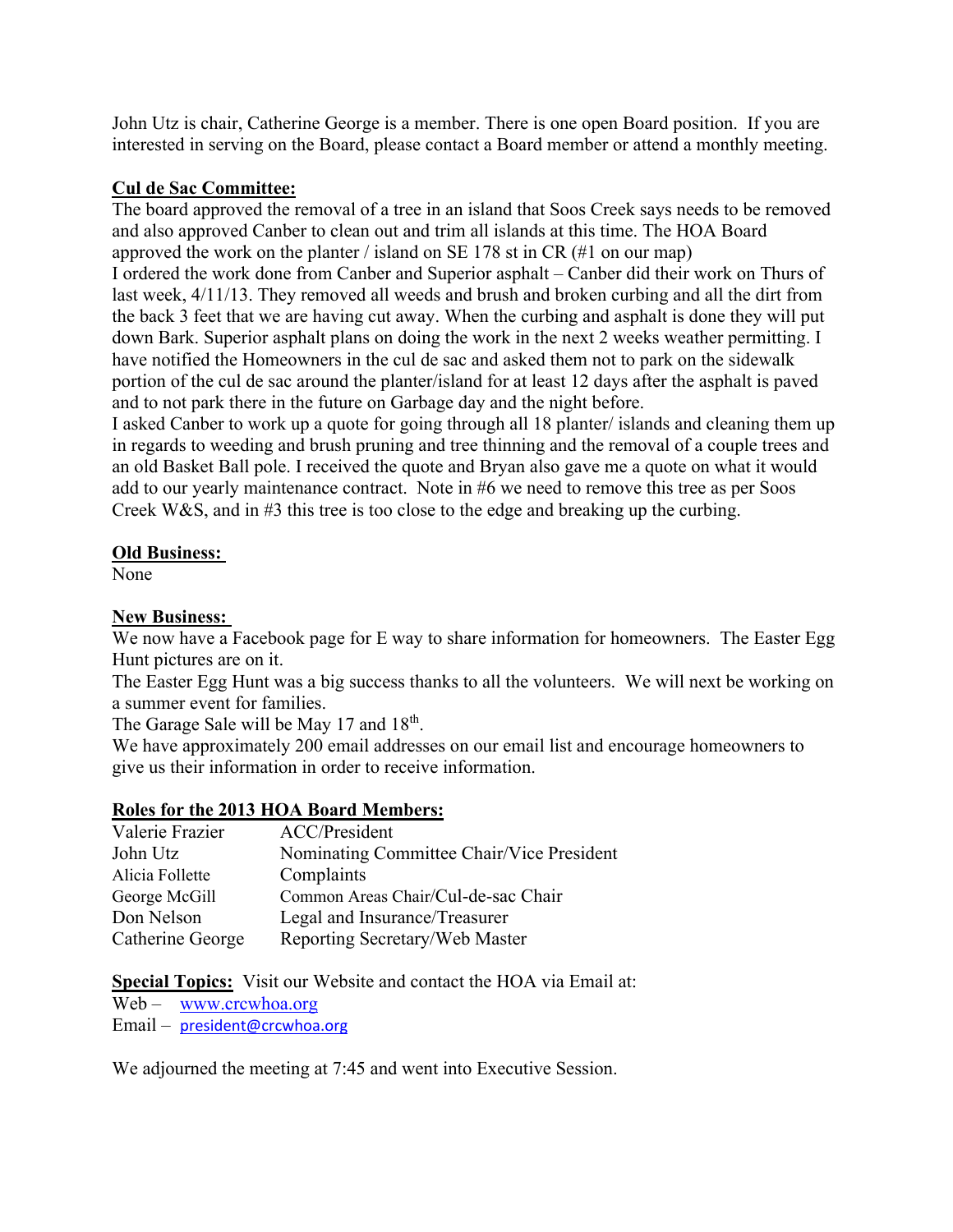John Utz is chair, Catherine George is a member. There is one open Board position. If you are interested in serving on the Board, please contact a Board member or attend a monthly meeting.

**Cul de Sac Committee:**

The board approved the removal of a tree in an island that Soos Creek says needs to be removed and also approved Canber to clean out and trim all islands at this time. The HOA Board approved the work on the planter / island on SE 178 st in CR (#1 on our map)

I ordered the work done from Canber and Superior asphalt – Canber did their work on Thurs of last week, 4/11/13. They removed all weeds and brush and broken curbing and all the dirt from the back 3 feet that we are having cut away. When the curbing and asphalt is done they will put down Bark. Superior asphalt plans on doing the work in the next 2 weeks weather permitting. I have notified the Homeowners in the cul de sac and asked them not to park on the sidewalk portion of the cul de sac around the planter/island for at least 12 days after the asphalt is paved and to not park there in the future on Garbage day and the night before.

I asked Canber to work up a quote for going through all 18 planter/ islands and cleaning them up in regards to weeding and brush pruning and tree thinning and the removal of a couple trees and an old Basket Ball pole. I received the quote and Bryan also gave me a quote on what it would add to our yearly maintenance contract. Note in #6 we need to remove this tree as per Soos Creek W&S, and in #3 this tree is too close to the edge and breaking up the curbing.

**Old Business:**

None

**New Business:**

We now have a Facebook page for E way to share information for homeowners. The Easter Egg Hunt pictures are on it.

The Easter Egg Hunt was a big success thanks to all the volunteers. We will next be working on a summer event for families.

The Garage Sale will be May 17 and 18th.

We have approximately 200 email addresses on our email list and encourage homeowners to give us their information in order to receive information.

**Roles for the 2013 HOA Board Members:**

| | |
|---|---|
| Valerie Frazier | ACC/President |
| John Utz | Nominating Committee Chair/Vice President |
| Alicia Follette | Complaints |
| George McGill | Common Areas Chair/Cul-de-sac Chair |
| Don Nelson | Legal and Insurance/Treasurer |
| Catherine George | Reporting Secretary/Web Master |

**Special Topics:** Visit our Website and contact the HOA via Email at:

Web – www.crcwhoa.org

Email – president@crcwhoa.org

We adjourned the meeting at 7:45 and went into Executive Session.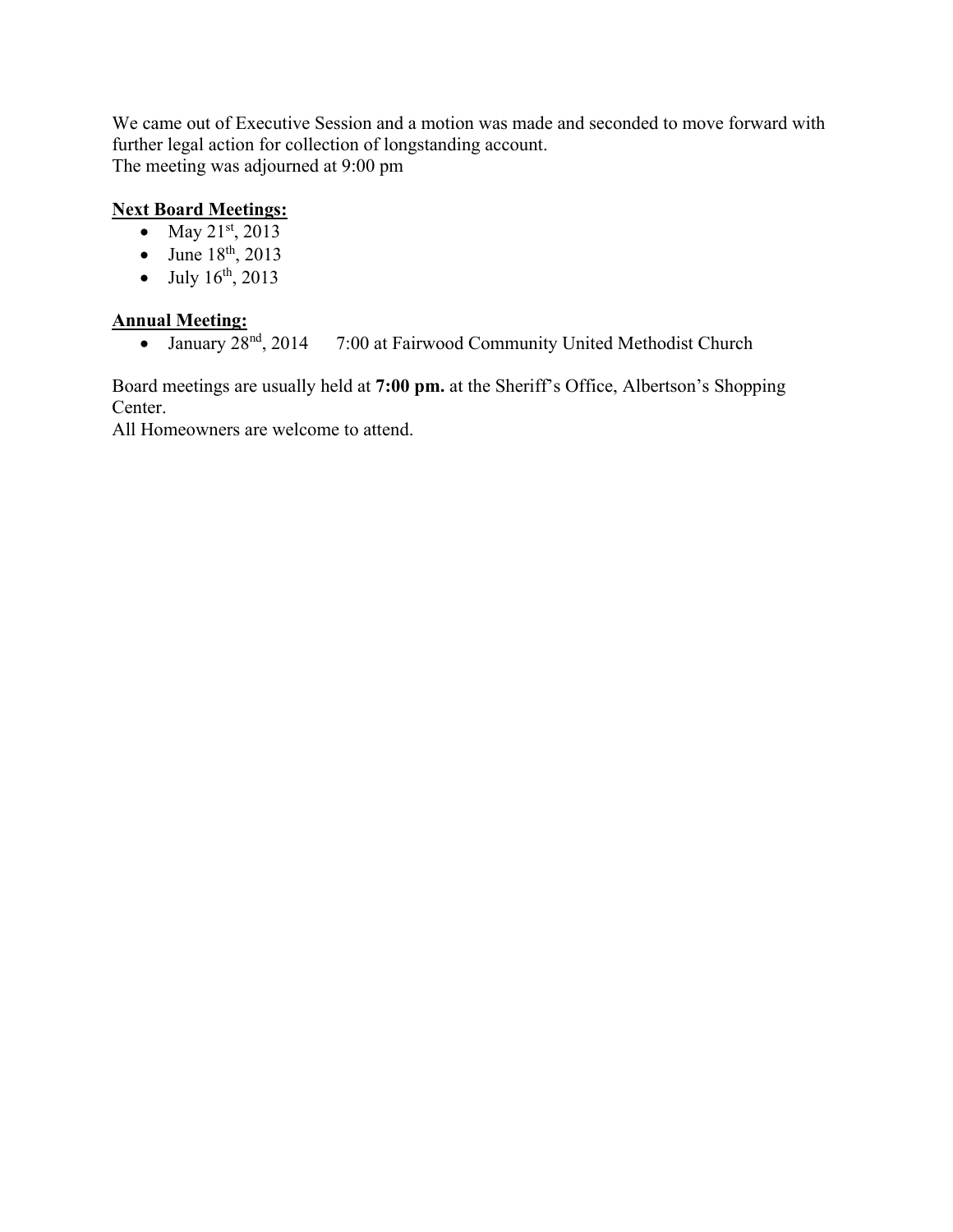We came out of Executive Session and a motion was made and seconded to move forward with further legal action for collection of longstanding account.
The meeting was adjourned at 9:00 pm

**Next Board Meetings:**

- May 21st, 2013
- June 18th, 2013
- July 16th, 2013

**Annual Meeting:**

- January 28nd, 2014     7:00 at Fairwood Community United Methodist Church

Board meetings are usually held at **7:00 pm.** at the Sheriff's Office, Albertson's Shopping Center.
All Homeowners are welcome to attend.